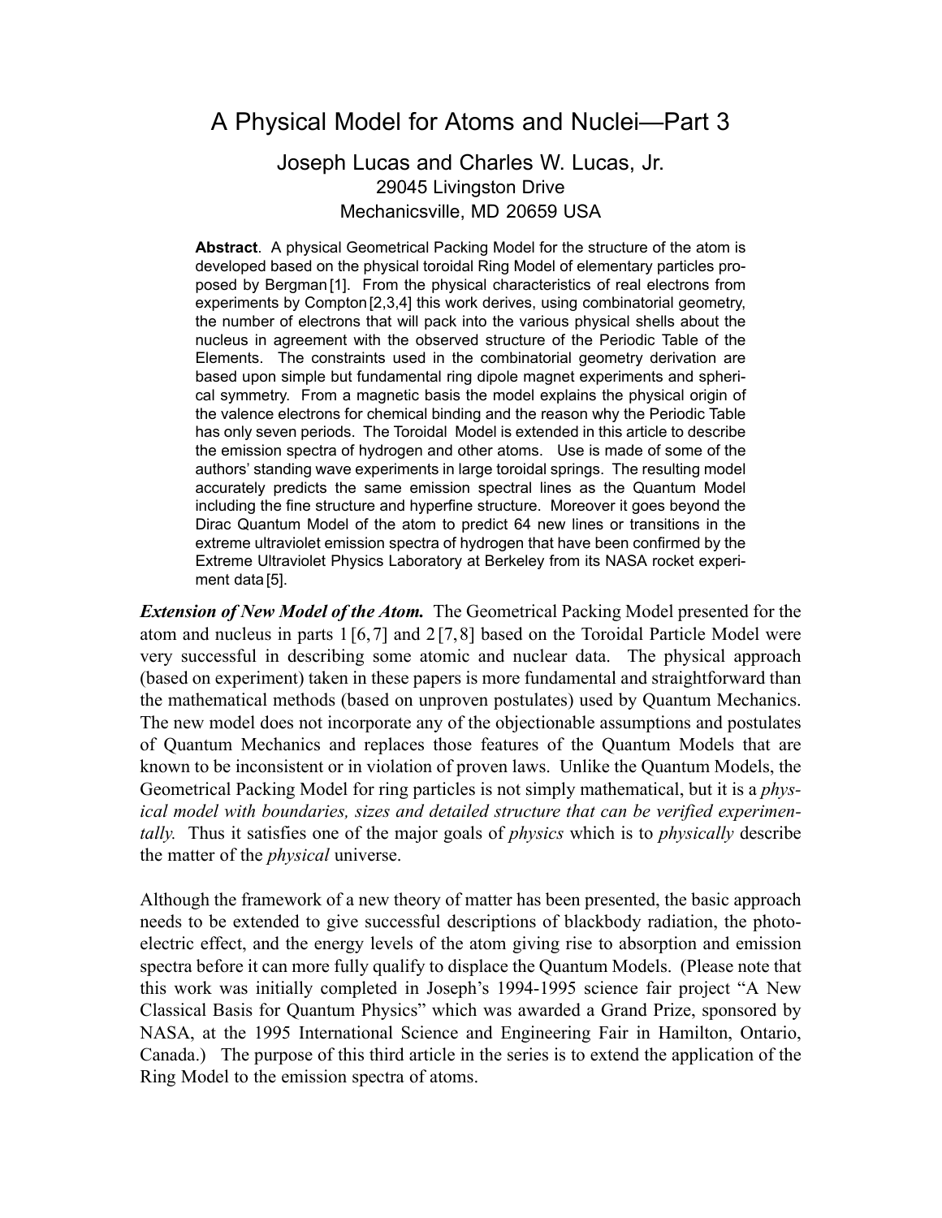# A Physical Model for Atoms and Nuclei—Part 3

Joseph Lucas and Charles W. Lucas, Jr.
29045 Livingston Drive
Mechanicsville, MD 20659 USA

**Abstract**. A physical Geometrical Packing Model for the structure of the atom is developed based on the physical toroidal Ring Model of elementary particles proposed by Bergman [1]. From the physical characteristics of real electrons from experiments by Compton [2,3,4] this work derives, using combinatorial geometry, the number of electrons that will pack into the various physical shells about the nucleus in agreement with the observed structure of the Periodic Table of the Elements. The constraints used in the combinatorial geometry derivation are based upon simple but fundamental ring dipole magnet experiments and spherical symmetry. From a magnetic basis the model explains the physical origin of the valence electrons for chemical binding and the reason why the Periodic Table has only seven periods. The Toroidal Model is extended in this article to describe the emission spectra of hydrogen and other atoms. Use is made of some of the authors' standing wave experiments in large toroidal springs. The resulting model accurately predicts the same emission spectral lines as the Quantum Model including the fine structure and hyperfine structure. Moreover it goes beyond the Dirac Quantum Model of the atom to predict 64 new lines or transitions in the extreme ultraviolet emission spectra of hydrogen that have been confirmed by the Extreme Ultraviolet Physics Laboratory at Berkeley from its NASA rocket experiment data [5].

***Extension of New Model of the Atom.*** The Geometrical Packing Model presented for the atom and nucleus in parts 1 [6,7] and 2 [7,8] based on the Toroidal Particle Model were very successful in describing some atomic and nuclear data. The physical approach (based on experiment) taken in these papers is more fundamental and straightforward than the mathematical methods (based on unproven postulates) used by Quantum Mechanics. The new model does not incorporate any of the objectionable assumptions and postulates of Quantum Mechanics and replaces those features of the Quantum Models that are known to be inconsistent or in violation of proven laws. Unlike the Quantum Models, the Geometrical Packing Model for ring particles is not simply mathematical, but it is a *physical model with boundaries, sizes and detailed structure that can be verified experimentally.* Thus it satisfies one of the major goals of *physics* which is to *physically* describe the matter of the *physical* universe.

Although the framework of a new theory of matter has been presented, the basic approach needs to be extended to give successful descriptions of blackbody radiation, the photoelectric effect, and the energy levels of the atom giving rise to absorption and emission spectra before it can more fully qualify to displace the Quantum Models. (Please note that this work was initially completed in Joseph's 1994-1995 science fair project "A New Classical Basis for Quantum Physics" which was awarded a Grand Prize, sponsored by NASA, at the 1995 International Science and Engineering Fair in Hamilton, Ontario, Canada.) The purpose of this third article in the series is to extend the application of the Ring Model to the emission spectra of atoms.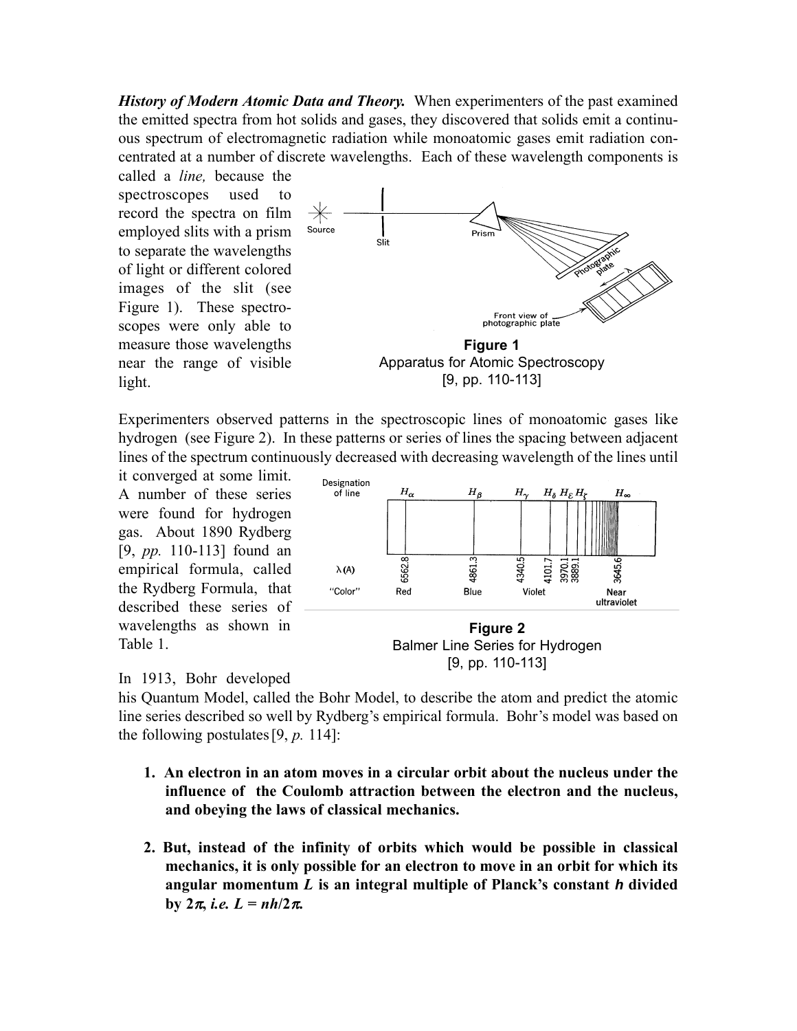***History of Modern Atomic Data and Theory.*** When experimenters of the past examined the emitted spectra from hot solids and gases, they discovered that solids emit a continuous spectrum of electromagnetic radiation while monoatomic gases emit radiation concentrated at a number of discrete wavelengths. Each of these wavelength components is called a *line,* because the spectroscopes used to record the spectra on film employed slits with a prism to separate the wavelengths of light or different colored images of the slit (see Figure 1). These spectroscopes were only able to measure those wavelengths near the range of visible light.

**Figure 1**
Apparatus for Atomic Spectroscopy
[9, pp. 110-113]

Experimenters observed patterns in the spectroscopic lines of monoatomic gases like hydrogen (see Figure 2). In these patterns or series of lines the spacing between adjacent lines of the spectrum continuously decreased with decreasing wavelength of the lines until it converged at some limit. A number of these series were found for hydrogen gas. About 1890 Rydberg [9, *pp.* 110-113] found an empirical formula, called the Rydberg Formula, that described these series of wavelengths as shown in Table 1.

**Figure 2**
Balmer Line Series for Hydrogen
[9, pp. 110-113]

In 1913, Bohr developed his Quantum Model, called the Bohr Model, to describe the atom and predict the atomic line series described so well by Rydberg's empirical formula. Bohr's model was based on the following postulates [9, *p.* 114]:

1. **An electron in an atom moves in a circular orbit about the nucleus under the influence of the Coulomb attraction between the electron and the nucleus, and obeying the laws of classical mechanics.**

2. **But, instead of the infinity of orbits which would be possible in classical mechanics, it is only possible for an electron to move in an orbit for which its angular momentum $L$ is an integral multiple of Planck's constant $h$ divided by $2\pi$, *i.e.* $L = nh/2\pi$.**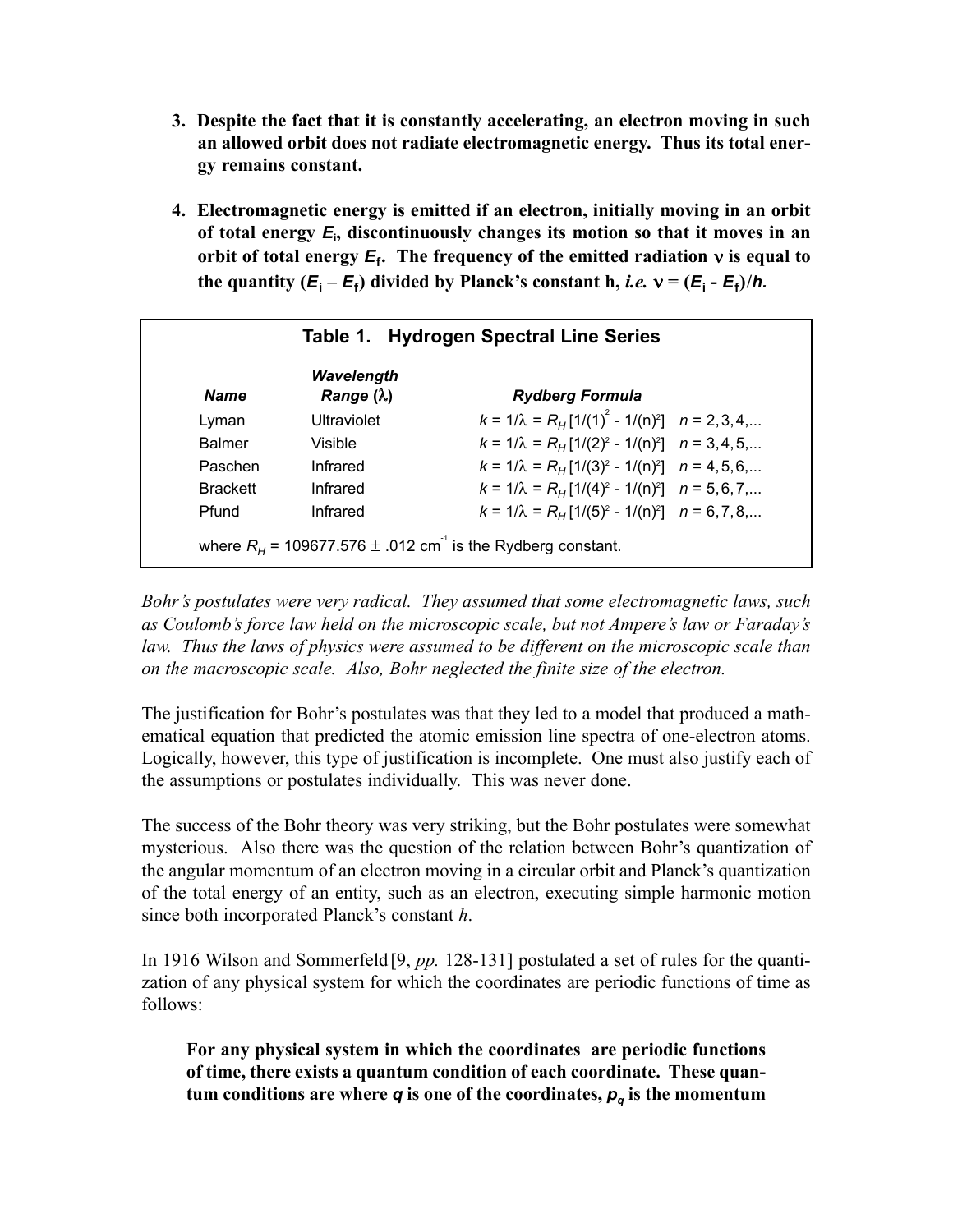3. **Despite the fact that it is constantly accelerating, an electron moving in such an allowed orbit does not radiate electromagnetic energy. Thus its total energy remains constant.**

4. **Electromagnetic energy is emitted if an electron, initially moving in an orbit of total energy $E_i$, discontinuously changes its motion so that it moves in an orbit of total energy $E_f$. The frequency of the emitted radiation $\nu$ is equal to the quantity ($E_i - E_f$) divided by Planck's constant h, *i.e.* $\nu = (E_i - E_f)/h$.**

**Table 1. Hydrogen Spectral Line Series**

| *Name* | *Wavelength Range* ($\lambda$) | *Rydberg Formula* | |
|---|---|---|---|
| Lyman | Ultraviolet | $k = 1/\lambda = R_H[1/(1)^2 - 1/(n)^2]$ | $n = 2, 3, 4, ...$ |
| Balmer | Visible | $k = 1/\lambda = R_H[1/(2)^2 - 1/(n)^2]$ | $n = 3, 4, 5, ...$ |
| Paschen | Infrared | $k = 1/\lambda = R_H[1/(3)^2 - 1/(n)^2]$ | $n = 4, 5, 6, ...$ |
| Brackett | Infrared | $k = 1/\lambda = R_H[1/(4)^2 - 1/(n)^2]$ | $n = 5, 6, 7, ...$ |
| Pfund | Infrared | $k = 1/\lambda = R_H[1/(5)^2 - 1/(n)^2]$ | $n = 6, 7, 8, ...$ |

where $R_H = 109677.576 \pm .012$ cm$^{-1}$ is the Rydberg constant.

*Bohr's postulates were very radical. They assumed that some electromagnetic laws, such as Coulomb's force law held on the microscopic scale, but not Ampere's law or Faraday's law. Thus the laws of physics were assumed to be different on the microscopic scale than on the macroscopic scale. Also, Bohr neglected the finite size of the electron.*

The justification for Bohr's postulates was that they led to a model that produced a mathematical equation that predicted the atomic emission line spectra of one-electron atoms. Logically, however, this type of justification is incomplete. One must also justify each of the assumptions or postulates individually. This was never done.

The success of the Bohr theory was very striking, but the Bohr postulates were somewhat mysterious. Also there was the question of the relation between Bohr's quantization of the angular momentum of an electron moving in a circular orbit and Planck's quantization of the total energy of an entity, such as an electron, executing simple harmonic motion since both incorporated Planck's constant $h$.

In 1916 Wilson and Sommerfeld [9, *pp.* 128-131] postulated a set of rules for the quantization of any physical system for which the coordinates are periodic functions of time as follows:

> **For any physical system in which the coordinates are periodic functions of time, there exists a quantum condition of each coordinate. These quantum conditions are where $q$ is one of the coordinates, $p_q$ is the momentum**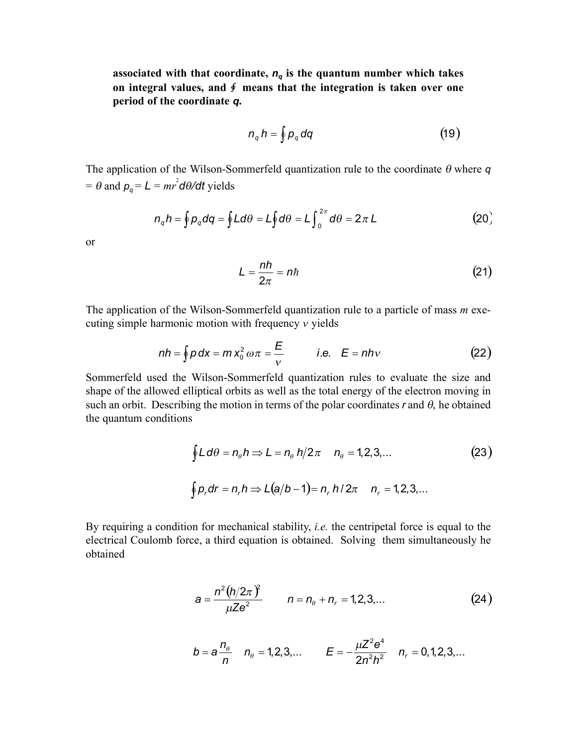**associated with that coordinate, $n_q$ is the quantum number which takes on integral values, and $\oint$ means that the integration is taken over one period of the coordinate *q*.**

$$n_q h = \oint p_q \, dq \tag{19}$$

The application of the Wilson-Sommerfeld quantization rule to the coordinate $\theta$ where $q = \theta$ and $p_q = L = mr^2 d\theta/dt$ yields

$$n_q h = \oint p_q dq = \oint L d\theta = L \oint d\theta = L \int_0^{2\pi} d\theta = 2\pi L \tag{20}$$

or

$$L = \frac{nh}{2\pi} = n\hbar \tag{21}$$

The application of the Wilson-Sommerfeld quantization rule to a particle of mass $m$ executing simple harmonic motion with frequency $\nu$ yields

$$nh = \oint p \, dx = m x_0^2 \, \omega \pi = \frac{E}{\nu} \qquad i.e. \quad E = nh\nu \tag{22}$$

Sommerfeld used the Wilson-Sommerfeld quantization rules to evaluate the size and shape of the allowed elliptical orbits as well as the total energy of the electron moving in such an orbit. Describing the motion in terms of the polar coordinates $r$ and $\theta$, he obtained the quantum conditions

$$\oint L \, d\theta = n_\theta h \Rightarrow L = n_\theta \, h/2\pi \quad n_\theta = 1,2,3,... \tag{23}$$

$$\oint p_r dr = n_r h \Rightarrow L(a/b - 1) = n_r \, h / 2\pi \quad n_r = 1,2,3,...$$

By requiring a condition for mechanical stability, *i.e.* the centripetal force is equal to the electrical Coulomb force, a third equation is obtained. Solving them simultaneously he obtained

$$a = \frac{n^2 (h/2\pi)^2}{\mu Z e^2} \qquad n = n_\theta + n_r = 1,2,3,... \tag{24}$$

$$b = a\frac{n_\theta}{n} \quad n_\theta = 1,2,3,... \qquad E = -\frac{\mu Z^2 e^4}{2n^2 h^2} \quad n_r = 0,1,2,3,...$$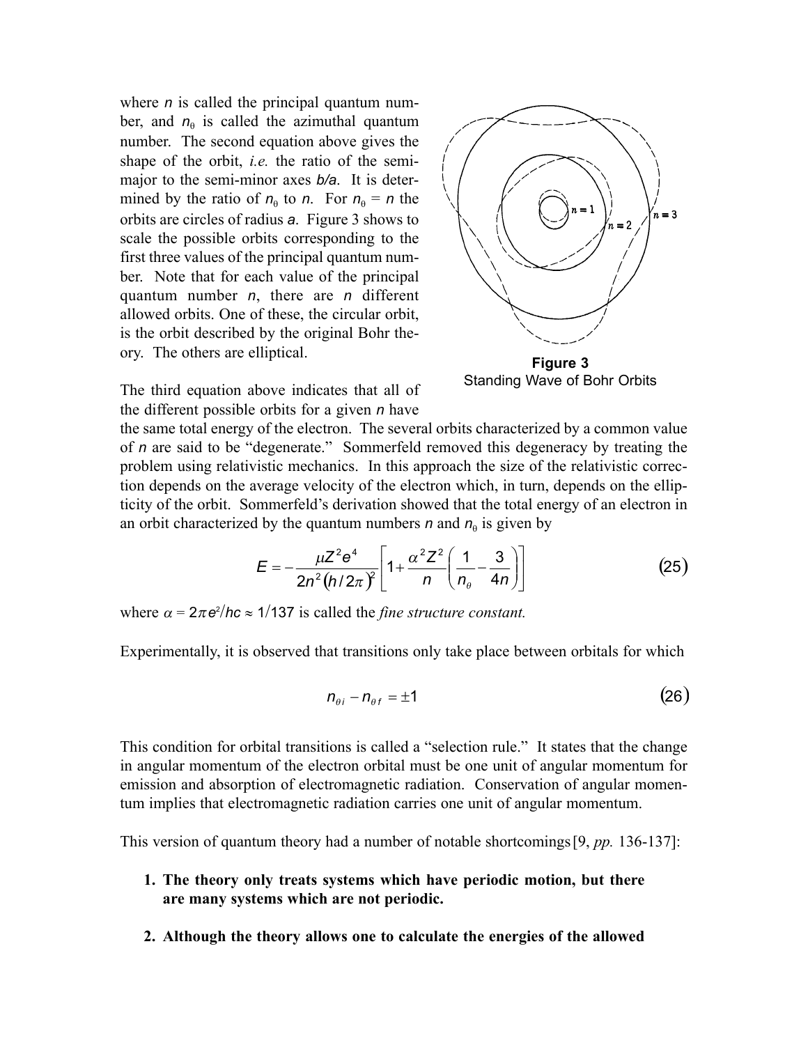where $n$ is called the principal quantum number, and $n_\theta$ is called the azimuthal quantum number. The second equation above gives the shape of the orbit, *i.e.* the ratio of the semi-major to the semi-minor axes $b/a$. It is determined by the ratio of $n_\theta$ to $n$. For $n_\theta = n$ the orbits are circles of radius $a$. Figure 3 shows to scale the possible orbits corresponding to the first three values of the principal quantum number. Note that for each value of the principal quantum number $n$, there are $n$ different allowed orbits. One of these, the circular orbit, is the orbit described by the original Bohr theory. The others are elliptical.

**Figure 3**
Standing Wave of Bohr Orbits

The third equation above indicates that all of the different possible orbits for a given $n$ have the same total energy of the electron. The several orbits characterized by a common value of $n$ are said to be "degenerate." Sommerfeld removed this degeneracy by treating the problem using relativistic mechanics. In this approach the size of the relativistic correction depends on the average velocity of the electron which, in turn, depends on the ellipticity of the orbit. Sommerfeld's derivation showed that the total energy of an electron in an orbit characterized by the quantum numbers $n$ and $n_\theta$ is given by

$$E = -\frac{\mu Z^2 e^4}{2n^2 (h/2\pi)^2}\left[1 + \frac{\alpha^2 Z^2}{n}\left(\frac{1}{n_\theta} - \frac{3}{4n}\right)\right] \tag{25}$$

where $\alpha = 2\pi e^2/hc \approx 1/137$ is called the *fine structure constant.*

Experimentally, it is observed that transitions only take place between orbitals for which

$$n_{\theta i} - n_{\theta f} = \pm 1 \tag{26}$$

This condition for orbital transitions is called a "selection rule." It states that the change in angular momentum of the electron orbital must be one unit of angular momentum for emission and absorption of electromagnetic radiation. Conservation of angular momentum implies that electromagnetic radiation carries one unit of angular momentum.

This version of quantum theory had a number of notable shortcomings [9, *pp.* 136-137]:

1. **The theory only treats systems which have periodic motion, but there are many systems which are not periodic.**

2. **Although the theory allows one to calculate the energies of the allowed**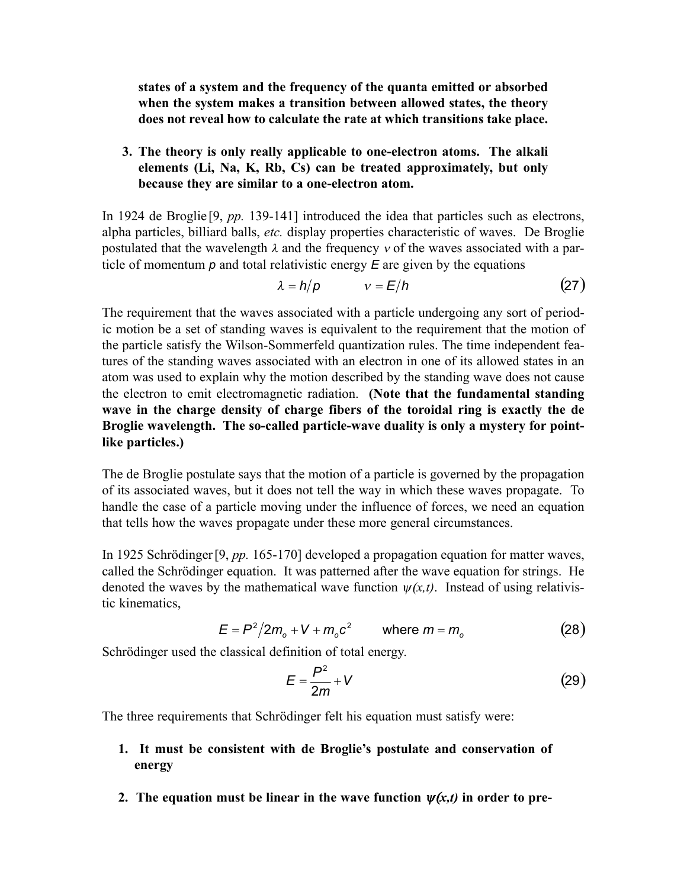**states of a system and the frequency of the quanta emitted or absorbed when the system makes a transition between allowed states, the theory does not reveal how to calculate the rate at which transitions take place.**

3. **The theory is only really applicable to one-electron atoms. The alkali elements (Li, Na, K, Rb, Cs) can be treated approximately, but only because they are similar to a one-electron atom.**

In 1924 de Broglie [9, *pp.* 139-141] introduced the idea that particles such as electrons, alpha particles, billiard balls, *etc.* display properties characteristic of waves. De Broglie postulated that the wavelength $\lambda$ and the frequency $v$ of the waves associated with a particle of momentum $p$ and total relativistic energy $E$ are given by the equations

$$\lambda = h/p \qquad v = E/h \tag{27}$$

The requirement that the waves associated with a particle undergoing any sort of periodic motion be a set of standing waves is equivalent to the requirement that the motion of the particle satisfy the Wilson-Sommerfeld quantization rules. The time independent features of the standing waves associated with an electron in one of its allowed states in an atom was used to explain why the motion described by the standing wave does not cause the electron to emit electromagnetic radiation. **(Note that the fundamental standing wave in the charge density of charge fibers of the toroidal ring is exactly the de Broglie wavelength. The so-called particle-wave duality is only a mystery for point-like particles.)**

The de Broglie postulate says that the motion of a particle is governed by the propagation of its associated waves, but it does not tell the way in which these waves propagate. To handle the case of a particle moving under the influence of forces, we need an equation that tells how the waves propagate under these more general circumstances.

In 1925 Schrödinger [9, *pp.* 165-170] developed a propagation equation for matter waves, called the Schrödinger equation. It was patterned after the wave equation for strings. He denoted the waves by the mathematical wave function $\psi(x,t)$. Instead of using relativistic kinematics,

$$E = P^2/2m_o + V + m_o c^2 \qquad \text{where } m = m_o \tag{28}$$

Schrödinger used the classical definition of total energy.

$$E = \frac{P^2}{2m} + V \tag{29}$$

The three requirements that Schrödinger felt his equation must satisfy were:

1. **It must be consistent with de Broglie's postulate and conservation of energy**

2. **The equation must be linear in the wave function $\psi(x,t)$ in order to pre-**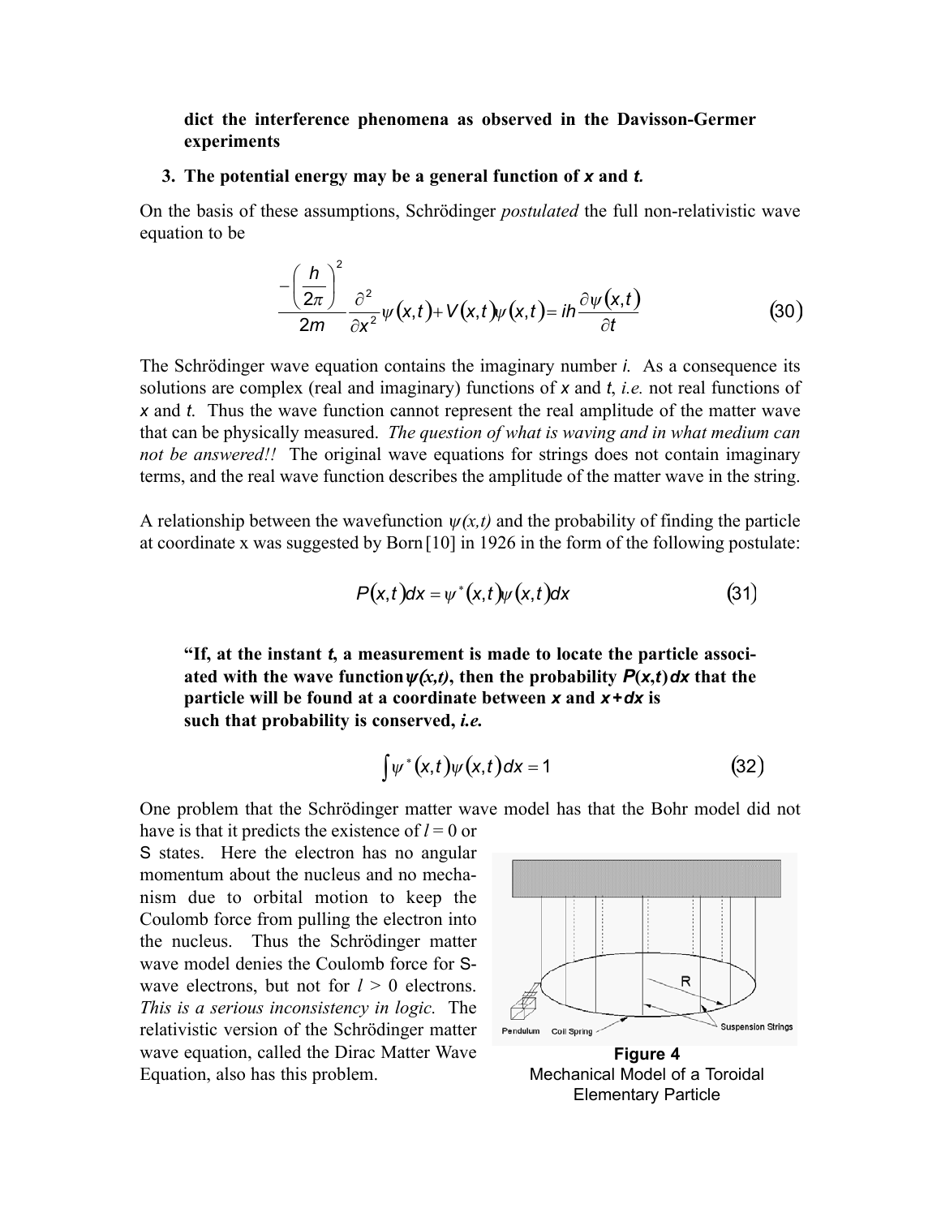**dict the interference phenomena as observed in the Davisson-Germer experiments**

3. **The potential energy may be a general function of *x* and *t*.**

On the basis of these assumptions, Schrödinger *postulated* the full non-relativistic wave equation to be

$$\frac{-\left(\frac{h}{2\pi}\right)^2}{2m}\frac{\partial^2}{\partial x^2}\psi(x,t)+V(x,t)\psi(x,t)=ih\frac{\partial\psi(x,t)}{\partial t} \qquad (30)$$

The Schrödinger wave equation contains the imaginary number *i*. As a consequence its solutions are complex (real and imaginary) functions of *x* and *t*, *i.e.* not real functions of *x* and *t*. Thus the wave function cannot represent the real amplitude of the matter wave that can be physically measured. *The question of what is waving and in what medium can not be answered!!* The original wave equations for strings does not contain imaginary terms, and the real wave function describes the amplitude of the matter wave in the string.

A relationship between the wavefunction $\psi(x,t)$ and the probability of finding the particle at coordinate x was suggested by Born [10] in 1926 in the form of the following postulate:

$$P(x,t)dx=\psi^*(x,t)\psi(x,t)dx \qquad (31)$$

**"If, at the instant *t*, a measurement is made to locate the particle associated with the wave function $\psi(x,t)$, then the probability $P(x,t)dx$ that the particle will be found at a coordinate between *x* and $x+dx$ is such that probability is conserved, *i.e.***

$$\int\psi^*(x,t)\psi(x,t)dx=1 \qquad (32)$$

One problem that the Schrödinger matter wave model has that the Bohr model did not have is that it predicts the existence of $l=0$ or S states. Here the electron has no angular momentum about the nucleus and no mechanism due to orbital motion to keep the Coulomb force from pulling the electron into the nucleus. Thus the Schrödinger matter wave model denies the Coulomb force for S-wave electrons, but not for $l>0$ electrons. *This is a serious inconsistency in logic.* The relativistic version of the Schrödinger matter wave equation, called the Dirac Matter Wave Equation, also has this problem.

**Figure 4**
Mechanical Model of a Toroidal Elementary Particle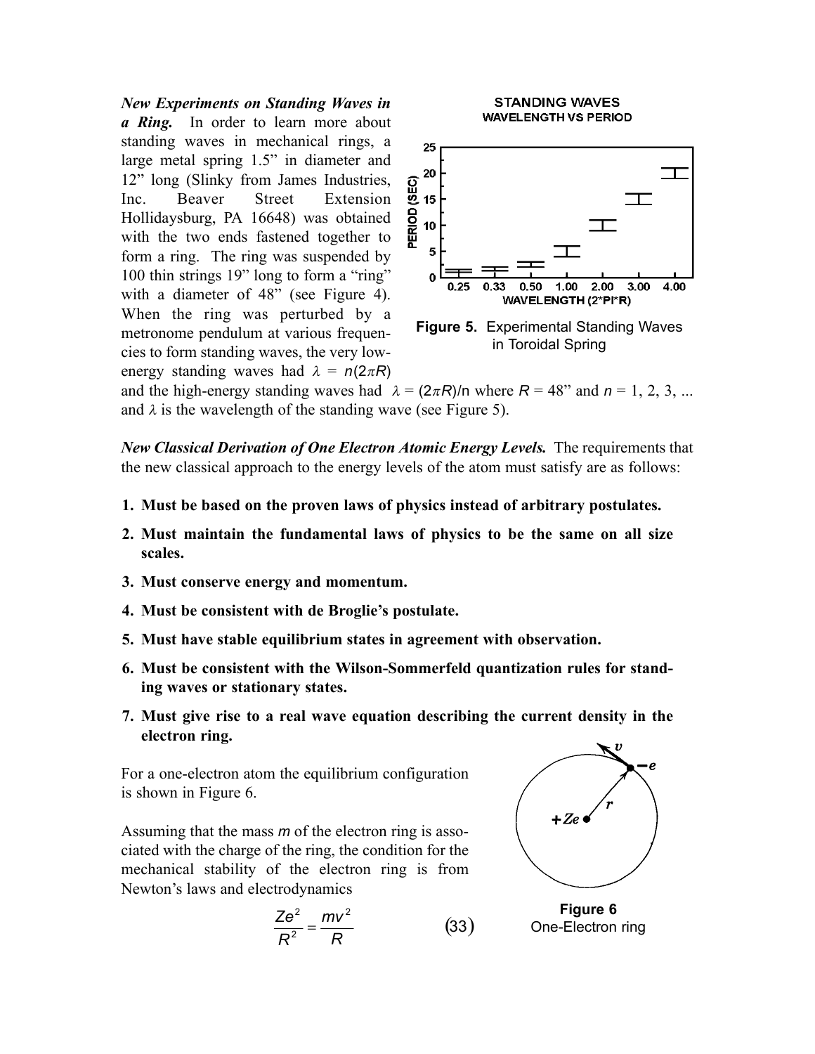***New Experiments on Standing Waves in a Ring.*** In order to learn more about standing waves in mechanical rings, a large metal spring 1.5" in diameter and 12" long (Slinky from James Industries, Inc. Beaver Street Extension Hollidaysburg, PA 16648) was obtained with the two ends fastened together to form a ring. The ring was suspended by 100 thin strings 19" long to form a "ring" with a diameter of 48" (see Figure 4). When the ring was perturbed by a metronome pendulum at various frequencies to form standing waves, the very low-energy standing waves had $\lambda = n(2\pi R)$ and the high-energy standing waves had $\lambda = (2\pi R)/n$ where $R$ = 48" and $n$ = 1, 2, 3, ... and $\lambda$ is the wavelength of the standing wave (see Figure 5).

**Figure 5.** Experimental Standing Waves in Toroidal Spring

***New Classical Derivation of One Electron Atomic Energy Levels.*** The requirements that the new classical approach to the energy levels of the atom must satisfy are as follows:

1. **Must be based on the proven laws of physics instead of arbitrary postulates.**
2. **Must maintain the fundamental laws of physics to be the same on all size scales.**
3. **Must conserve energy and momentum.**
4. **Must be consistent with de Broglie's postulate.**
5. **Must have stable equilibrium states in agreement with observation.**
6. **Must be consistent with the Wilson-Sommerfeld quantization rules for standing waves or stationary states.**
7. **Must give rise to a real wave equation describing the current density in the electron ring.**

For a one-electron atom the equilibrium configuration is shown in Figure 6.

**Figure 6**
One-Electron ring

Assuming that the mass $m$ of the electron ring is associated with the charge of the ring, the condition for the mechanical stability of the electron ring is from Newton's laws and electrodynamics

$$\frac{Ze^2}{R^2} = \frac{mv^2}{R} \qquad (33)$$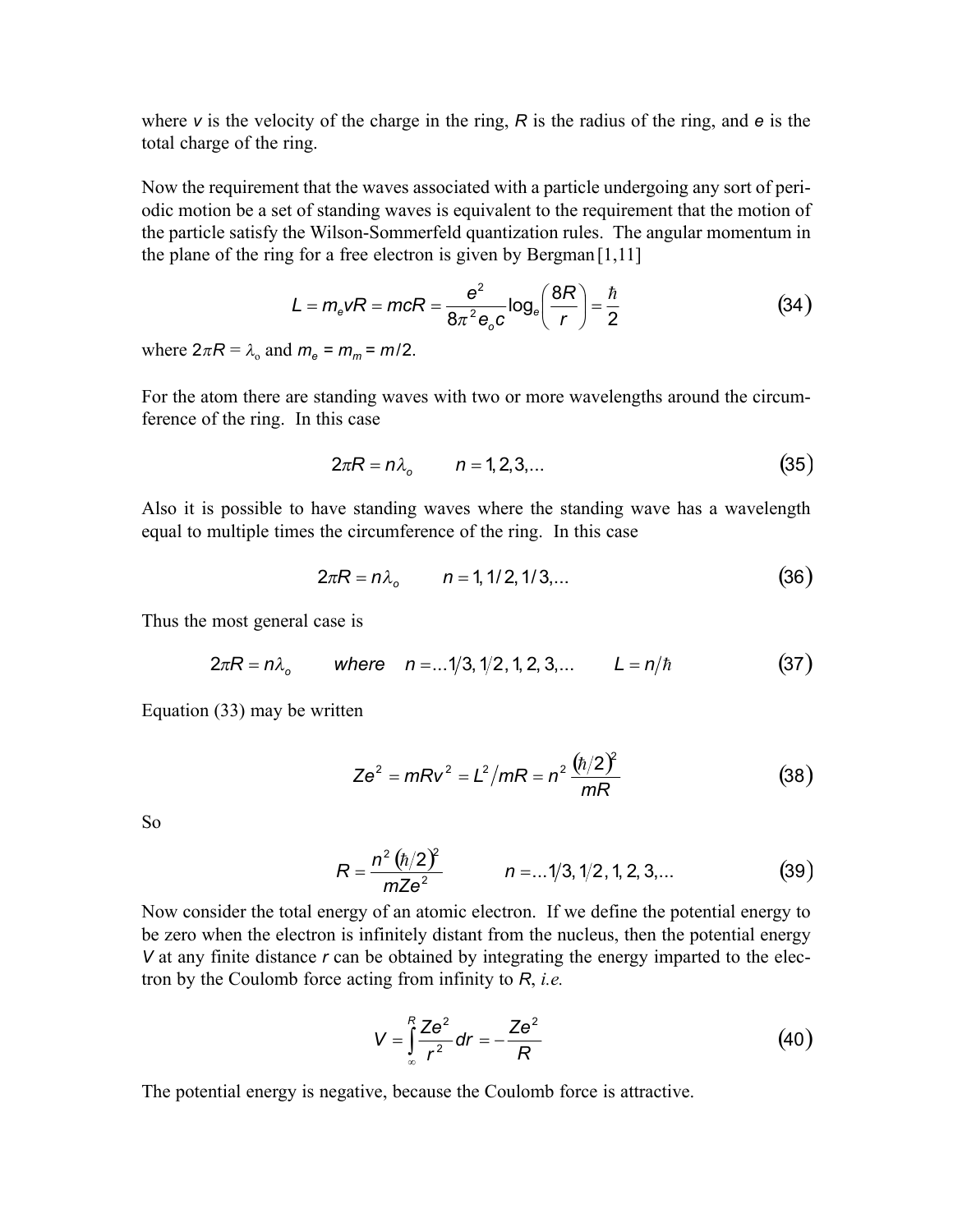where $v$ is the velocity of the charge in the ring, $R$ is the radius of the ring, and $e$ is the total charge of the ring.

Now the requirement that the waves associated with a particle undergoing any sort of periodic motion be a set of standing waves is equivalent to the requirement that the motion of the particle satisfy the Wilson-Sommerfeld quantization rules. The angular momentum in the plane of the ring for a free electron is given by Bergman [1,11]

$$L = m_e vR = mcR = \frac{e^2}{8\pi^2 e_o c}\log_e\left(\frac{8R}{r}\right) = \frac{\hbar}{2} \tag{34}$$

where $2\pi R = \lambda_o$ and $m_e = m_m = m/2$.

For the atom there are standing waves with two or more wavelengths around the circumference of the ring. In this case

$$2\pi R = n\lambda_o \qquad n = 1, 2, 3, \ldots \tag{35}$$

Also it is possible to have standing waves where the standing wave has a wavelength equal to multiple times the circumference of the ring. In this case

$$2\pi R = n\lambda_o \qquad n = 1, 1/2, 1/3, \ldots \tag{36}$$

Thus the most general case is

$$2\pi R = n\lambda_o \qquad where \quad n = \ldots 1/3, 1/2, 1, 2, 3, \ldots \qquad L = n/\hbar \tag{37}$$

Equation (33) may be written

$$Ze^2 = mRv^2 = L^2/mR = n^2\,\frac{(\hbar/2)^2}{mR} \tag{38}$$

So

$$R = \frac{n^2\,(\hbar/2)^2}{mZe^2} \qquad n = \ldots 1/3, 1/2, 1, 2, 3, \ldots \tag{39}$$

Now consider the total energy of an atomic electron. If we define the potential energy to be zero when the electron is infinitely distant from the nucleus, then the potential energy $V$ at any finite distance $r$ can be obtained by integrating the energy imparted to the electron by the Coulomb force acting from infinity to $R$, *i.e.*

$$V = \int_{\infty}^{R} \frac{Ze^2}{r^2}\,dr = -\frac{Ze^2}{R} \tag{40}$$

The potential energy is negative, because the Coulomb force is attractive.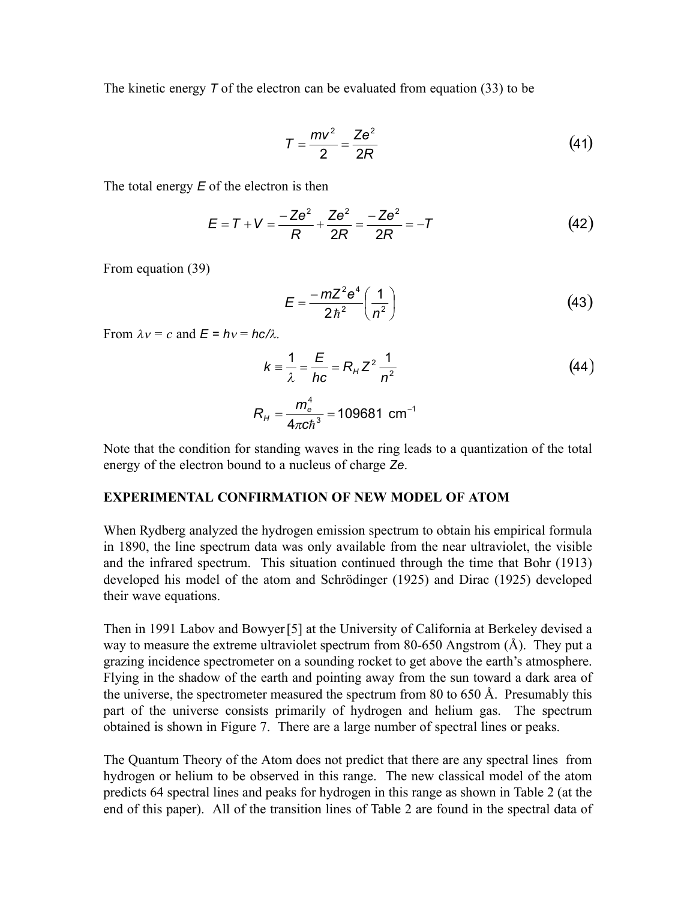The kinetic energy $T$ of the electron can be evaluated from equation (33) to be

$$T = \frac{mv^2}{2} = \frac{Ze^2}{2R} \tag{41}$$

The total energy $E$ of the electron is then

$$E = T + V = \frac{-Ze^2}{R} + \frac{Ze^2}{2R} = \frac{-Ze^2}{2R} = -T \tag{42}$$

From equation (39)

$$E = \frac{-mZ^2e^4}{2\hbar^2}\left(\frac{1}{n^2}\right) \tag{43}$$

From $\lambda\nu = c$ and $E = h\nu = hc/\lambda$.

$$k \equiv \frac{1}{\lambda} = \frac{E}{hc} = R_H Z^2 \frac{1}{n^2} \tag{44}$$

$$R_H = \frac{m_e^4}{4\pi c\hbar^3} = 109681 \text{ cm}^{-1}$$

Note that the condition for standing waves in the ring leads to a quantization of the total energy of the electron bound to a nucleus of charge $Ze$.

**EXPERIMENTAL CONFIRMATION OF NEW MODEL OF ATOM**

When Rydberg analyzed the hydrogen emission spectrum to obtain his empirical formula in 1890, the line spectrum data was only available from the near ultraviolet, the visible and the infrared spectrum. This situation continued through the time that Bohr (1913) developed his model of the atom and Schrödinger (1925) and Dirac (1925) developed their wave equations.

Then in 1991 Labov and Bowyer[5] at the University of California at Berkeley devised a way to measure the extreme ultraviolet spectrum from 80-650 Angstrom (Å). They put a grazing incidence spectrometer on a sounding rocket to get above the earth's atmosphere. Flying in the shadow of the earth and pointing away from the sun toward a dark area of the universe, the spectrometer measured the spectrum from 80 to 650 Å. Presumably this part of the universe consists primarily of hydrogen and helium gas. The spectrum obtained is shown in Figure 7. There are a large number of spectral lines or peaks.

The Quantum Theory of the Atom does not predict that there are any spectral lines from hydrogen or helium to be observed in this range. The new classical model of the atom predicts 64 spectral lines and peaks for hydrogen in this range as shown in Table 2 (at the end of this paper). All of the transition lines of Table 2 are found in the spectral data of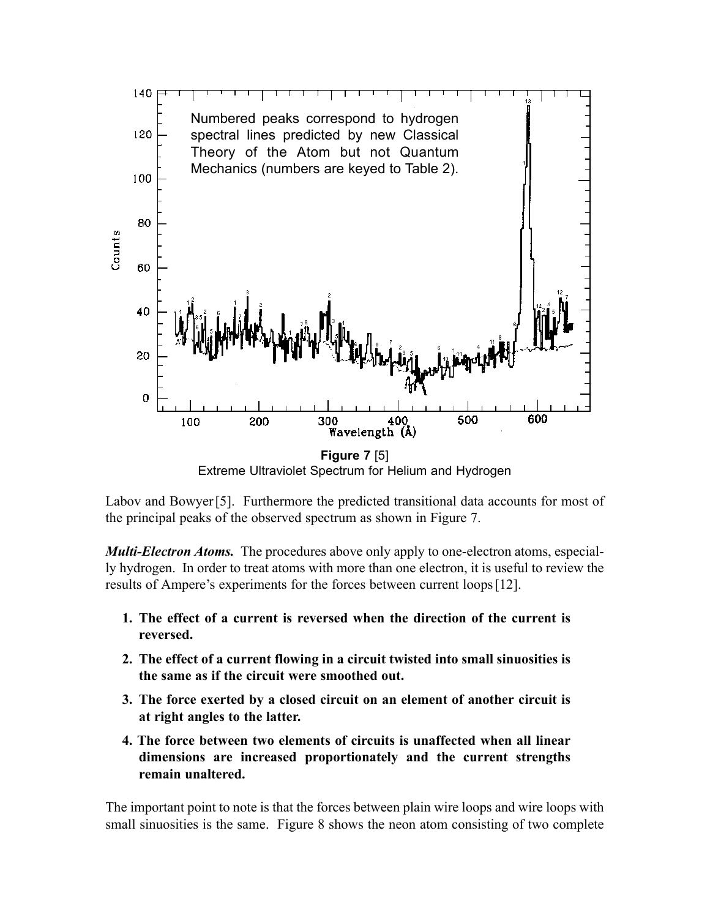Numbered peaks correspond to hydrogen spectral lines predicted by new Classical Theory of the Atom but not Quantum Mechanics (numbers are keyed to Table 2).

**Figure 7** [5]
Extreme Ultraviolet Spectrum for Helium and Hydrogen

Labov and Bowyer[5]. Furthermore the predicted transitional data accounts for most of the principal peaks of the observed spectrum as shown in Figure 7.

***Multi-Electron Atoms.*** The procedures above only apply to one-electron atoms, especially hydrogen. In order to treat atoms with more than one electron, it is useful to review the results of Ampere's experiments for the forces between current loops[12].

1. **The effect of a current is reversed when the direction of the current is reversed.**
2. **The effect of a current flowing in a circuit twisted into small sinuosities is the same as if the circuit were smoothed out.**
3. **The force exerted by a closed circuit on an element of another circuit is at right angles to the latter.**
4. **The force between two elements of circuits is unaffected when all linear dimensions are increased proportionately and the current strengths remain unaltered.**

The important point to note is that the forces between plain wire loops and wire loops with small sinuosities is the same. Figure 8 shows the neon atom consisting of two complete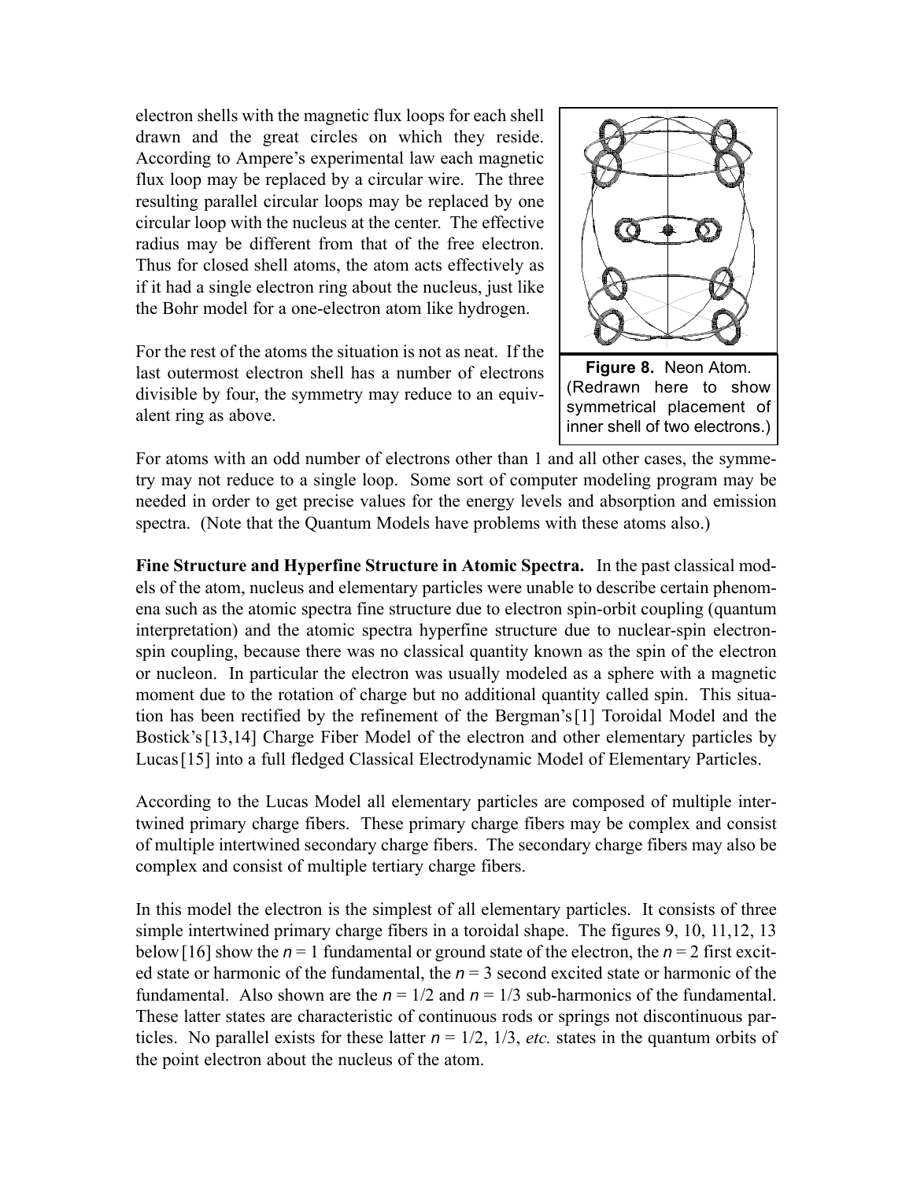electron shells with the magnetic flux loops for each shell drawn and the great circles on which they reside. According to Ampere's experimental law each magnetic flux loop may be replaced by a circular wire. The three resulting parallel circular loops may be replaced by one circular loop with the nucleus at the center. The effective radius may be different from that of the free electron. Thus for closed shell atoms, the atom acts effectively as if it had a single electron ring about the nucleus, just like the Bohr model for a one-electron atom like hydrogen.

For the rest of the atoms the situation is not as neat. If the last outermost electron shell has a number of electrons divisible by four, the symmetry may reduce to an equivalent ring as above.

**Figure 8.** Neon Atom. (Redrawn here to show symmetrical placement of inner shell of two electrons.)

For atoms with an odd number of electrons other than 1 and all other cases, the symmetry may not reduce to a single loop. Some sort of computer modeling program may be needed in order to get precise values for the energy levels and absorption and emission spectra. (Note that the Quantum Models have problems with these atoms also.)

**Fine Structure and Hyperfine Structure in Atomic Spectra.** In the past classical models of the atom, nucleus and elementary particles were unable to describe certain phenomena such as the atomic spectra fine structure due to electron spin-orbit coupling (quantum interpretation) and the atomic spectra hyperfine structure due to nuclear-spin electron-spin coupling, because there was no classical quantity known as the spin of the electron or nucleon. In particular the electron was usually modeled as a sphere with a magnetic moment due to the rotation of charge but no additional quantity called spin. This situation has been rectified by the refinement of the Bergman's[1] Toroidal Model and the Bostick's[13,14] Charge Fiber Model of the electron and other elementary particles by Lucas[15] into a full fledged Classical Electrodynamic Model of Elementary Particles.

According to the Lucas Model all elementary particles are composed of multiple intertwined primary charge fibers. These primary charge fibers may be complex and consist of multiple intertwined secondary charge fibers. The secondary charge fibers may also be complex and consist of multiple tertiary charge fibers.

In this model the electron is the simplest of all elementary particles. It consists of three simple intertwined primary charge fibers in a toroidal shape. The figures 9, 10, 11,12, 13 below[16] show the $n = 1$ fundamental or ground state of the electron, the $n = 2$ first excited state or harmonic of the fundamental, the $n = 3$ second excited state or harmonic of the fundamental. Also shown are the $n = 1/2$ and $n = 1/3$ sub-harmonics of the fundamental. These latter states are characteristic of continuous rods or springs not discontinuous particles. No parallel exists for these latter $n = 1/2$, $1/3$, *etc.* states in the quantum orbits of the point electron about the nucleus of the atom.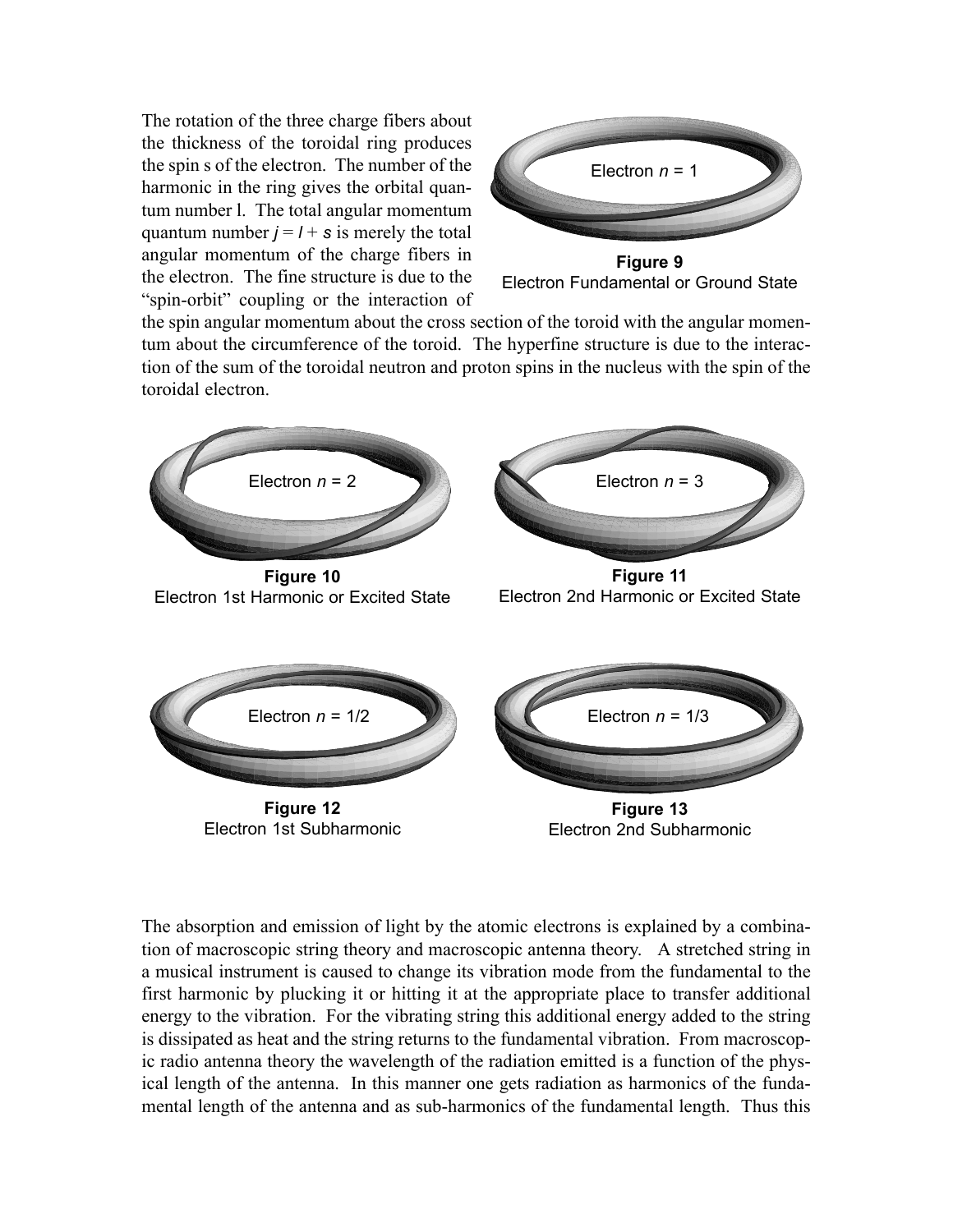The rotation of the three charge fibers about the thickness of the toroidal ring produces the spin s of the electron. The number of the harmonic in the ring gives the orbital quantum number l. The total angular momentum quantum number $j = l + s$ is merely the total angular momentum of the charge fibers in the electron. The fine structure is due to the "spin-orbit" coupling or the interaction of the spin angular momentum about the cross section of the toroid with the angular momentum about the circumference of the toroid. The hyperfine structure is due to the interaction of the sum of the toroidal neutron and proton spins in the nucleus with the spin of the toroidal electron.

Electron $n$ = 1

**Figure 9**
Electron Fundamental or Ground State

Electron $n$ = 2

**Figure 10**
Electron 1st Harmonic or Excited State

Electron $n$ = 3

**Figure 11**
Electron 2nd Harmonic or Excited State

Electron $n$ = 1/2

**Figure 12**
Electron 1st Subharmonic

Electron $n$ = 1/3

**Figure 13**
Electron 2nd Subharmonic

The absorption and emission of light by the atomic electrons is explained by a combination of macroscopic string theory and macroscopic antenna theory. A stretched string in a musical instrument is caused to change its vibration mode from the fundamental to the first harmonic by plucking it or hitting it at the appropriate place to transfer additional energy to the vibration. For the vibrating string this additional energy added to the string is dissipated as heat and the string returns to the fundamental vibration. From macroscopic radio antenna theory the wavelength of the radiation emitted is a function of the physical length of the antenna. In this manner one gets radiation as harmonics of the fundamental length of the antenna and as sub-harmonics of the fundamental length. Thus this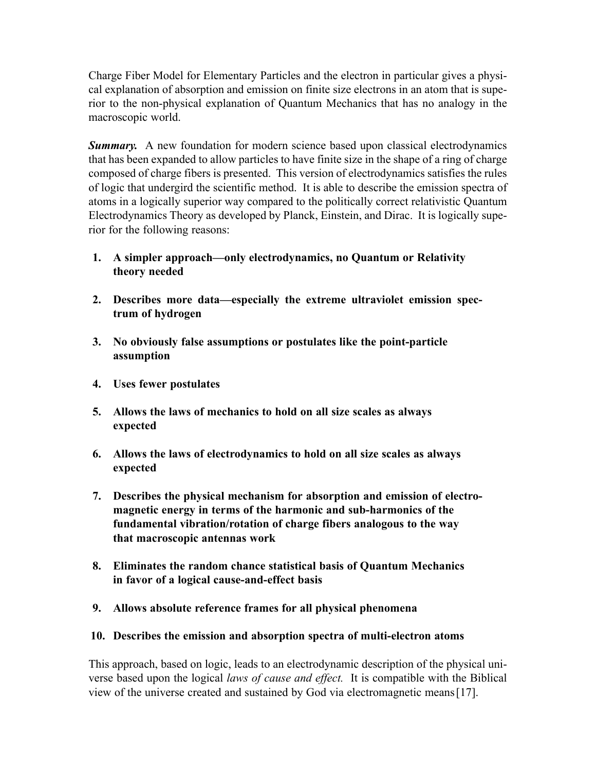Charge Fiber Model for Elementary Particles and the electron in particular gives a physical explanation of absorption and emission on finite size electrons in an atom that is superior to the non-physical explanation of Quantum Mechanics that has no analogy in the macroscopic world.

***Summary.*** A new foundation for modern science based upon classical electrodynamics that has been expanded to allow particles to have finite size in the shape of a ring of charge composed of charge fibers is presented. This version of electrodynamics satisfies the rules of logic that undergird the scientific method. It is able to describe the emission spectra of atoms in a logically superior way compared to the politically correct relativistic Quantum Electrodynamics Theory as developed by Planck, Einstein, and Dirac. It is logically superior for the following reasons:

1. **A simpler approach—only electrodynamics, no Quantum or Relativity theory needed**
2. **Describes more data—especially the extreme ultraviolet emission spectrum of hydrogen**
3. **No obviously false assumptions or postulates like the point-particle assumption**
4. **Uses fewer postulates**
5. **Allows the laws of mechanics to hold on all size scales as always expected**
6. **Allows the laws of electrodynamics to hold on all size scales as always expected**
7. **Describes the physical mechanism for absorption and emission of electromagnetic energy in terms of the harmonic and sub-harmonics of the fundamental vibration/rotation of charge fibers analogous to the way that macroscopic antennas work**
8. **Eliminates the random chance statistical basis of Quantum Mechanics in favor of a logical cause-and-effect basis**
9. **Allows absolute reference frames for all physical phenomena**
10. **Describes the emission and absorption spectra of multi-electron atoms**

This approach, based on logic, leads to an electrodynamic description of the physical universe based upon the logical *laws of cause and effect.* It is compatible with the Biblical view of the universe created and sustained by God via electromagnetic means [17].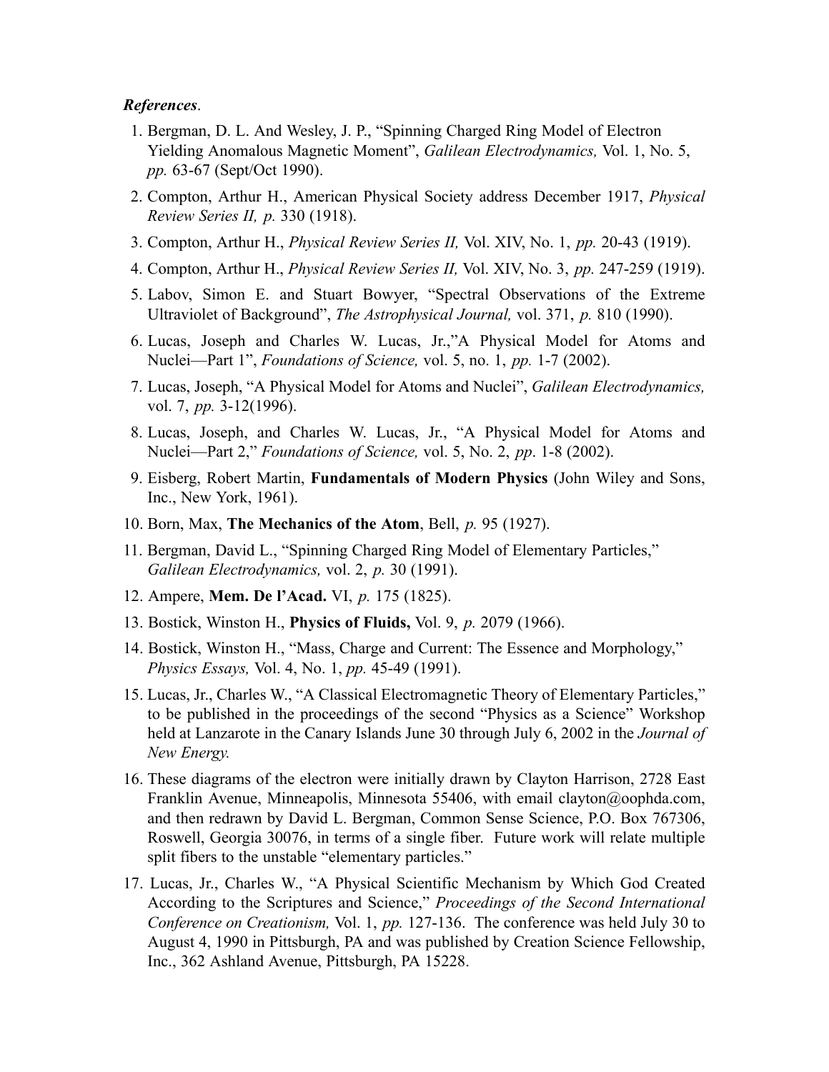***References*.**

1. Bergman, D. L. And Wesley, J. P., “Spinning Charged Ring Model of Electron Yielding Anomalous Magnetic Moment”, *Galilean Electrodynamics,* Vol. 1, No. 5, *pp.* 63-67 (Sept/Oct 1990).
2. Compton, Arthur H., American Physical Society address December 1917, *Physical Review Series II, p.* 330 (1918).
3. Compton, Arthur H., *Physical Review Series II,* Vol. XIV, No. 1, *pp.* 20-43 (1919).
4. Compton, Arthur H., *Physical Review Series II,* Vol. XIV, No. 3, *pp.* 247-259 (1919).
5. Labov, Simon E. and Stuart Bowyer, “Spectral Observations of the Extreme Ultraviolet of Background”, *The Astrophysical Journal,* vol. 371, *p.* 810 (1990).
6. Lucas, Joseph and Charles W. Lucas, Jr.,”A Physical Model for Atoms and Nuclei—Part 1”, *Foundations of Science,* vol. 5, no. 1, *pp.* 1-7 (2002).
7. Lucas, Joseph, “A Physical Model for Atoms and Nuclei”, *Galilean Electrodynamics,* vol. 7, *pp.* 3-12(1996).
8. Lucas, Joseph, and Charles W. Lucas, Jr., “A Physical Model for Atoms and Nuclei—Part 2,” *Foundations of Science,* vol. 5, No. 2, *pp*. 1-8 (2002).
9. Eisberg, Robert Martin, **Fundamentals of Modern Physics** (John Wiley and Sons, Inc., New York, 1961).
10. Born, Max, **The Mechanics of the Atom**, Bell, *p.* 95 (1927).
11. Bergman, David L., “Spinning Charged Ring Model of Elementary Particles,” *Galilean Electrodynamics,* vol. 2, *p.* 30 (1991).
12. Ampere, **Mem. De l’Acad.** VI, *p.* 175 (1825).
13. Bostick, Winston H., **Physics of Fluids,** Vol. 9, *p.* 2079 (1966).
14. Bostick, Winston H., “Mass, Charge and Current: The Essence and Morphology,” *Physics Essays,* Vol. 4, No. 1, *pp.* 45-49 (1991).
15. Lucas, Jr., Charles W., “A Classical Electromagnetic Theory of Elementary Particles,” to be published in the proceedings of the second “Physics as a Science” Workshop held at Lanzarote in the Canary Islands June 30 through July 6, 2002 in the *Journal of New Energy.*
16. These diagrams of the electron were initially drawn by Clayton Harrison, 2728 East Franklin Avenue, Minneapolis, Minnesota 55406, with email clayton@oophda.com, and then redrawn by David L. Bergman, Common Sense Science, P.O. Box 767306, Roswell, Georgia 30076, in terms of a single fiber. Future work will relate multiple split fibers to the unstable “elementary particles.”
17. Lucas, Jr., Charles W., “A Physical Scientific Mechanism by Which God Created According to the Scriptures and Science,” *Proceedings of the Second International Conference on Creationism,* Vol. 1, *pp.* 127-136. The conference was held July 30 to August 4, 1990 in Pittsburgh, PA and was published by Creation Science Fellowship, Inc., 362 Ashland Avenue, Pittsburgh, PA 15228.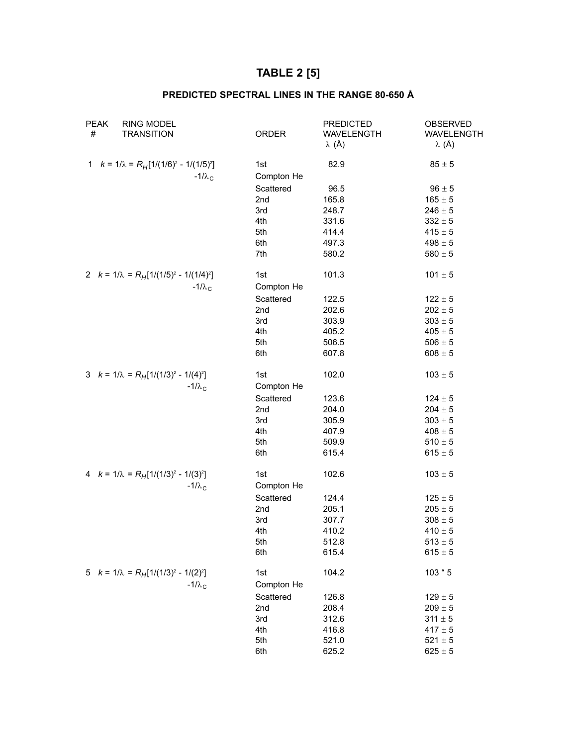# TABLE 2 [5]

### PREDICTED SPECTRAL LINES IN THE RANGE 80-650 Å

| PEAK # | RING MODEL TRANSITION | ORDER | PREDICTED WAVELENGTH λ (Å) | OBSERVED WAVELENGTH λ (Å) |
|---|---|---|---|---|
| 1 | $k = 1/\lambda = R_H[1/(1/6)^2 - 1/(1/5)^2]$ | 1st | 82.9 | 85 ± 5 |
| | $-1/\lambda_C$ | Compton He Scattered | 96.5 | 96 ± 5 |
| | | 2nd | 165.8 | 165 ± 5 |
| | | 3rd | 248.7 | 246 ± 5 |
| | | 4th | 331.6 | 332 ± 5 |
| | | 5th | 414.4 | 415 ± 5 |
| | | 6th | 497.3 | 498 ± 5 |
| | | 7th | 580.2 | 580 ± 5 |
| 2 | $k = 1/\lambda = R_H[1/(1/5)^2 - 1/(1/4)^2]$ | 1st | 101.3 | 101 ± 5 |
| | $-1/\lambda_C$ | Compton He Scattered | 122.5 | 122 ± 5 |
| | | 2nd | 202.6 | 202 ± 5 |
| | | 3rd | 303.9 | 303 ± 5 |
| | | 4th | 405.2 | 405 ± 5 |
| | | 5th | 506.5 | 506 ± 5 |
| | | 6th | 607.8 | 608 ± 5 |
| 3 | $k = 1/\lambda = R_H[1/(1/3)^2 - 1/(4)^2]$ | 1st | 102.0 | 103 ± 5 |
| | $-1/\lambda_C$ | Compton He Scattered | 123.6 | 124 ± 5 |
| | | 2nd | 204.0 | 204 ± 5 |
| | | 3rd | 305.9 | 303 ± 5 |
| | | 4th | 407.9 | 408 ± 5 |
| | | 5th | 509.9 | 510 ± 5 |
| | | 6th | 615.4 | 615 ± 5 |
| 4 | $k = 1/\lambda = R_H[1/(1/3)^2 - 1/(3)^2]$ | 1st | 102.6 | 103 ± 5 |
| | $-1/\lambda_C$ | Compton He Scattered | 124.4 | 125 ± 5 |
| | | 2nd | 205.1 | 205 ± 5 |
| | | 3rd | 307.7 | 308 ± 5 |
| | | 4th | 410.2 | 410 ± 5 |
| | | 5th | 512.8 | 513 ± 5 |
| | | 6th | 615.4 | 615 ± 5 |
| 5 | $k = 1/\lambda = R_H[1/(1/3)^2 - 1/(2)^2]$ | 1st | 104.2 | 103 " 5 |
| | $-1/\lambda_C$ | Compton He Scattered | 126.8 | 129 ± 5 |
| | | 2nd | 208.4 | 209 ± 5 |
| | | 3rd | 312.6 | 311 ± 5 |
| | | 4th | 416.8 | 417 ± 5 |
| | | 5th | 521.0 | 521 ± 5 |
| | | 6th | 625.2 | 625 ± 5 |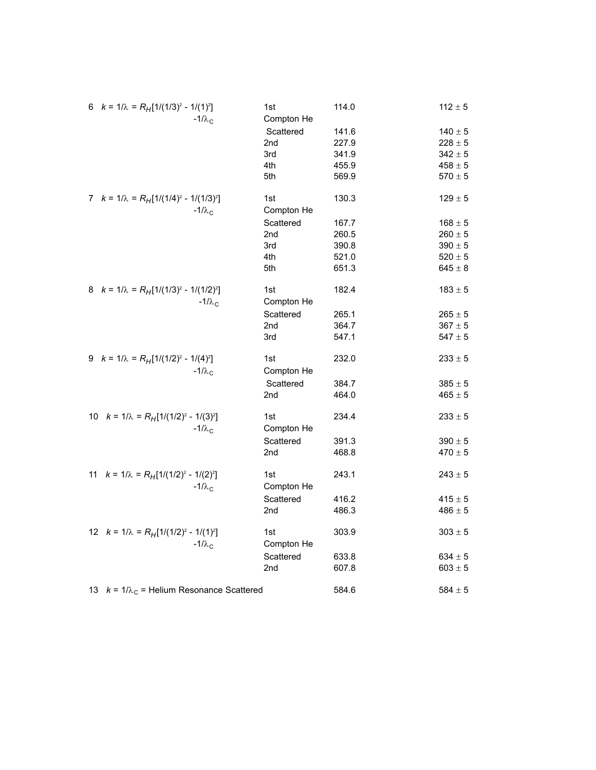| | | | |
|---|---|---|---|
| 6 $k = 1/\lambda = R_H[1/(1/3)^2 - 1/(1)^2]$ $-1/\lambda_C$ | 1st | 114.0 | $112 \pm 5$ |
| | Compton He Scattered | 141.6 | $140 \pm 5$ |
| | 2nd | 227.9 | $228 \pm 5$ |
| | 3rd | 341.9 | $342 \pm 5$ |
| | 4th | 455.9 | $458 \pm 5$ |
| | 5th | 569.9 | $570 \pm 5$ |
| 7 $k = 1/\lambda = R_H[1/(1/4)^2 - 1/(1/3)^2]$ $-1/\lambda_C$ | 1st | 130.3 | $129 \pm 5$ |
| | Compton He Scattered | 167.7 | $168 \pm 5$ |
| | 2nd | 260.5 | $260 \pm 5$ |
| | 3rd | 390.8 | $390 \pm 5$ |
| | 4th | 521.0 | $520 \pm 5$ |
| | 5th | 651.3 | $645 \pm 8$ |
| 8 $k = 1/\lambda = R_H[1/(1/3)^2 - 1/(1/2)^2]$ $-1/\lambda_C$ | 1st | 182.4 | $183 \pm 5$ |
| | Compton He Scattered | 265.1 | $265 \pm 5$ |
| | 2nd | 364.7 | $367 \pm 5$ |
| | 3rd | 547.1 | $547 \pm 5$ |
| 9 $k = 1/\lambda = R_H[1/(1/2)^2 - 1/(4)^2]$ $-1/\lambda_C$ | 1st | 232.0 | $233 \pm 5$ |
| | Compton He Scattered | 384.7 | $385 \pm 5$ |
| | 2nd | 464.0 | $465 \pm 5$ |
| 10 $k = 1/\lambda = R_H[1/(1/2)^2 - 1/(3)^2]$ $-1/\lambda_C$ | 1st | 234.4 | $233 \pm 5$ |
| | Compton He Scattered | 391.3 | $390 \pm 5$ |
| | 2nd | 468.8 | $470 \pm 5$ |
| 11 $k = 1/\lambda = R_H[1/(1/2)^2 - 1/(2)^2]$ $-1/\lambda_C$ | 1st | 243.1 | $243 \pm 5$ |
| | Compton He Scattered | 416.2 | $415 \pm 5$ |
| | 2nd | 486.3 | $486 \pm 5$ |
| 12 $k = 1/\lambda = R_H[1/(1/2)^2 - 1/(1)^2]$ $-1/\lambda_C$ | 1st | 303.9 | $303 \pm 5$ |
| | Compton He Scattered | 633.8 | $634 \pm 5$ |
| | 2nd | 607.8 | $603 \pm 5$ |
| 13 $k = 1/\lambda_C$ = Helium Resonance Scattered | | 584.6 | $584 \pm 5$ |